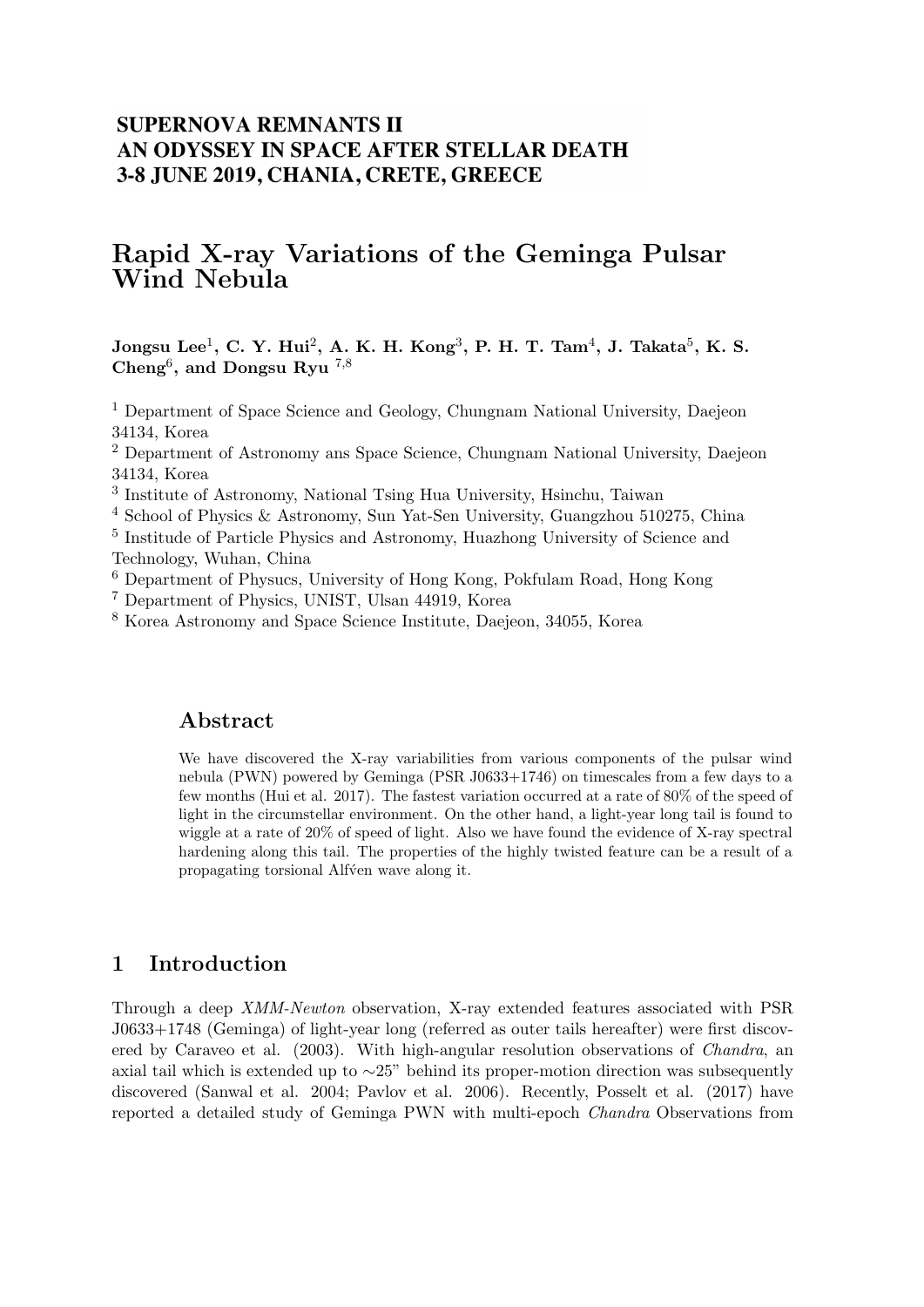**SUPERNOVA REMNANTS II**
**AN ODYSSEY IN SPACE AFTER STELLAR DEATH**
**3-8 JUNE 2019, CHANIA, CRETE, GREECE**

# Rapid X-ray Variations of the Geminga Pulsar Wind Nebula

**Jongsu Lee[1], C. Y. Hui[2], A. K. H. Kong[3], P. H. T. Tam[4], J. Takata[5], K. S. Cheng[6], and Dongsu Ryu [7,8]**

[1] Department of Space Science and Geology, Chungnam National University, Daejeon 34134, Korea
[2] Department of Astronomy ans Space Science, Chungnam National University, Daejeon 34134, Korea
[3] Institute of Astronomy, National Tsing Hua University, Hsinchu, Taiwan
[4] School of Physics & Astronomy, Sun Yat-Sen University, Guangzhou 510275, China
[5] Institude of Particle Physics and Astronomy, Huazhong University of Science and Technology, Wuhan, China
[6] Department of Physucs, University of Hong Kong, Pokfulam Road, Hong Kong
[7] Department of Physics, UNIST, Ulsan 44919, Korea
[8] Korea Astronomy and Space Science Institute, Daejeon, 34055, Korea

## Abstract

We have discovered the X-ray variabilities from various components of the pulsar wind nebula (PWN) powered by Geminga (PSR J0633+1746) on timescales from a few days to a few months (Hui et al. 2017). The fastest variation occurred at a rate of 80% of the speed of light in the circumstellar environment. On the other hand, a light-year long tail is found to wiggle at a rate of 20% of speed of light. Also we have found the evidence of X-ray spectral hardening along this tail. The properties of the highly twisted feature can be a result of a propagating torsional Alfv́en wave along it.

## 1 Introduction

Through a deep *XMM-Newton* observation, X-ray extended features associated with PSR J0633+1748 (Geminga) of light-year long (referred as outer tails hereafter) were first discovered by Caraveo et al. (2003). With high-angular resolution observations of *Chandra*, an axial tail which is extended up to ∼25" behind its proper-motion direction was subsequently discovered (Sanwal et al. 2004; Pavlov et al. 2006). Recently, Posselt et al. (2017) have reported a detailed study of Geminga PWN with multi-epoch *Chandra* Observations from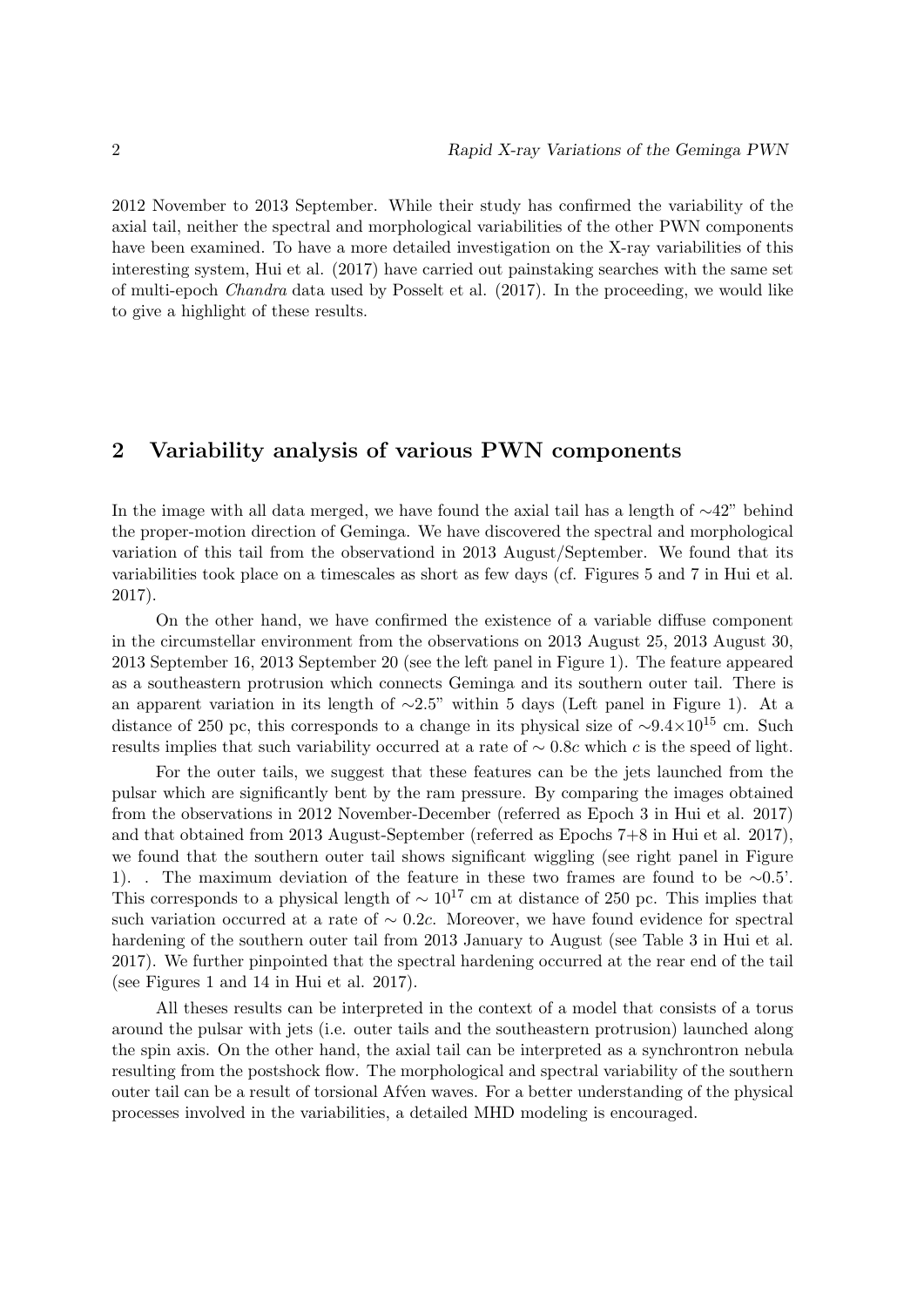2012 November to 2013 September. While their study has confirmed the variability of the axial tail, neither the spectral and morphological variabilities of the other PWN components have been examined. To have a more detailed investigation on the X-ray variabilities of this interesting system, Hui et al. (2017) have carried out painstaking searches with the same set of multi-epoch *Chandra* data used by Posselt et al. (2017). In the proceeding, we would like to give a highlight of these results.

## 2 Variability analysis of various PWN components

In the image with all data merged, we have found the axial tail has a length of ∼42" behind the proper-motion direction of Geminga. We have discovered the spectral and morphological variation of this tail from the observationd in 2013 August/September. We found that its variabilities took place on a timescales as short as few days (cf. Figures 5 and 7 in Hui et al. 2017).

On the other hand, we have confirmed the existence of a variable diffuse component in the circumstellar environment from the observations on 2013 August 25, 2013 August 30, 2013 September 16, 2013 September 20 (see the left panel in Figure 1). The feature appeared as a southeastern protrusion which connects Geminga and its southern outer tail. There is an apparent variation in its length of ∼2.5" within 5 days (Left panel in Figure 1). At a distance of 250 pc, this corresponds to a change in its physical size of $\sim 9.4\times10^{15}$ cm. Such results implies that such variability occurred at a rate of $\sim 0.8c$ which $c$ is the speed of light.

For the outer tails, we suggest that these features can be the jets launched from the pulsar which are significantly bent by the ram pressure. By comparing the images obtained from the observations in 2012 November-December (referred as Epoch 3 in Hui et al. 2017) and that obtained from 2013 August-September (referred as Epochs 7+8 in Hui et al. 2017), we found that the southern outer tail shows significant wiggling (see right panel in Figure 1). . The maximum deviation of the feature in these two frames are found to be ∼0.5'. This corresponds to a physical length of $\sim 10^{17}$ cm at distance of 250 pc. This implies that such variation occurred at a rate of $\sim 0.2c$. Moreover, we have found evidence for spectral hardening of the southern outer tail from 2013 January to August (see Table 3 in Hui et al. 2017). We further pinpointed that the spectral hardening occurred at the rear end of the tail (see Figures 1 and 14 in Hui et al. 2017).

All theses results can be interpreted in the context of a model that consists of a torus around the pulsar with jets (i.e. outer tails and the southeastern protrusion) launched along the spin axis. On the other hand, the axial tail can be interpreted as a synchrontron nebula resulting from the postshock flow. The morphological and spectral variability of the southern outer tail can be a result of torsional Afv́en waves. For a better understanding of the physical processes involved in the variabilities, a detailed MHD modeling is encouraged.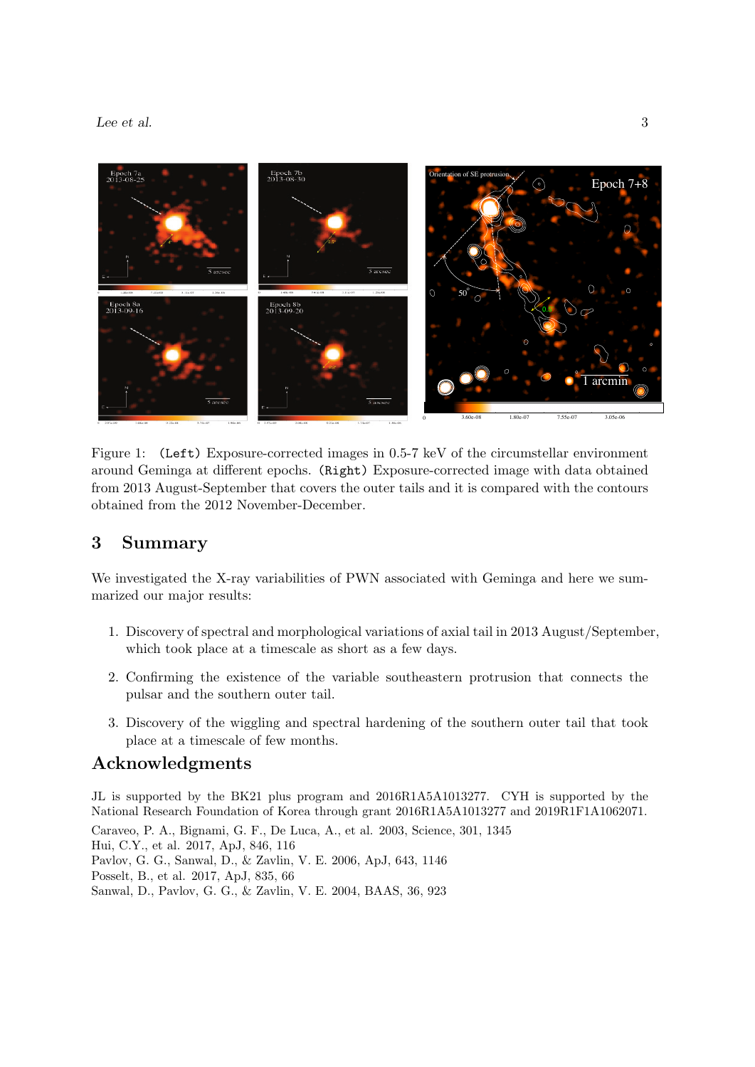Figure 1: (Left) Exposure-corrected images in 0.5-7 keV of the circumstellar environment around Geminga at different epochs. (Right) Exposure-corrected image with data obtained from 2013 August-September that covers the outer tails and it is compared with the contours obtained from the 2012 November-December.

## 3 Summary

We investigated the X-ray variabilities of PWN associated with Geminga and here we summarized our major results:

1. Discovery of spectral and morphological variations of axial tail in 2013 August/September, which took place at a timescale as short as a few days.

2. Confirming the existence of the variable southeastern protrusion that connects the pulsar and the southern outer tail.

3. Discovery of the wiggling and spectral hardening of the southern outer tail that took place at a timescale of few months.

## Acknowledgments

JL is supported by the BK21 plus program and 2016R1A5A1013277. CYH is supported by the National Research Foundation of Korea through grant 2016R1A5A1013277 and 2019R1F1A1062071.

Caraveo, P. A., Bignami, G. F., De Luca, A., et al. 2003, Science, 301, 1345

Hui, C.Y., et al. 2017, ApJ, 846, 116

Pavlov, G. G., Sanwal, D., & Zavlin, V. E. 2006, ApJ, 643, 1146

Posselt, B., et al. 2017, ApJ, 835, 66

Sanwal, D., Pavlov, G. G., & Zavlin, V. E. 2004, BAAS, 36, 923